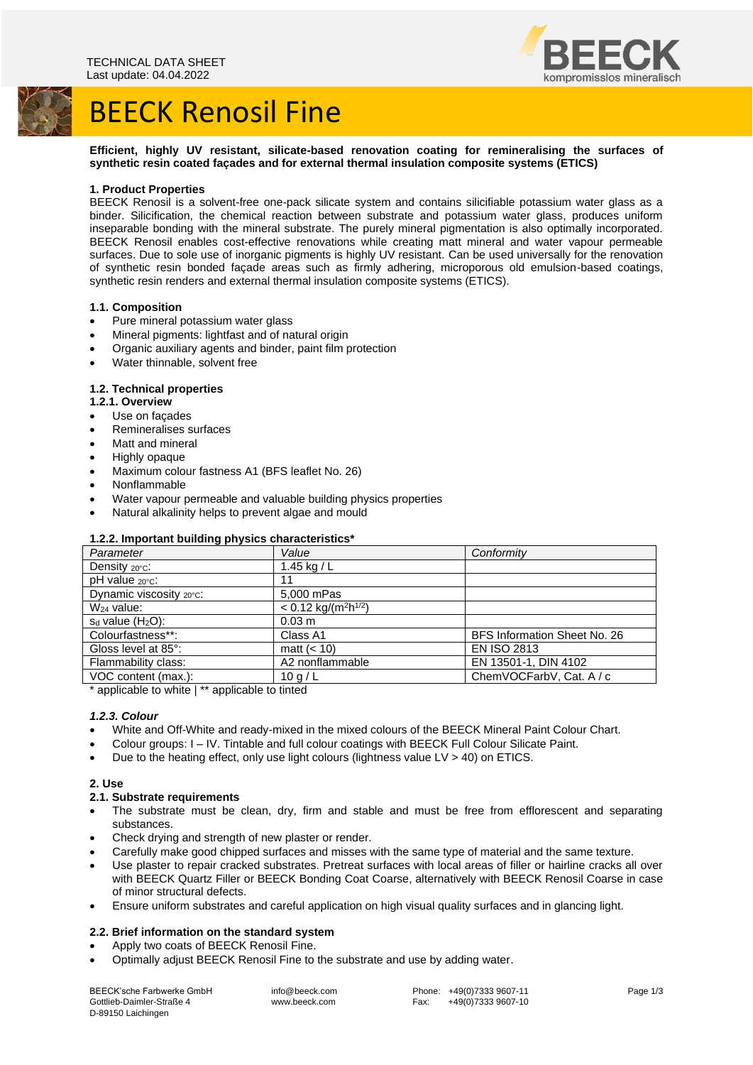TECHNICAL DATA SHEET
Last update: 04.04.2022

# BEECK Renosil Fine

**Efficient, highly UV resistant, silicate-based renovation coating for remineralising the surfaces of synthetic resin coated façades and for external thermal insulation composite systems (ETICS)**

## 1. Product Properties

BEECK Renosil is a solvent-free one-pack silicate system and contains silicifiable potassium water glass as a binder. Silicification, the chemical reaction between substrate and potassium water glass, produces uniform inseparable bonding with the mineral substrate. The purely mineral pigmentation is also optimally incorporated. BEECK Renosil enables cost-effective renovations while creating matt mineral and water vapour permeable surfaces. Due to sole use of inorganic pigments is highly UV resistant. Can be used universally for the renovation of synthetic resin bonded façade areas such as firmly adhering, microporous old emulsion-based coatings, synthetic resin renders and external thermal insulation composite systems (ETICS).

### 1.1. Composition

- Pure mineral potassium water glass
- Mineral pigments: lightfast and of natural origin
- Organic auxiliary agents and binder, paint film protection
- Water thinnable, solvent free

### 1.2. Technical properties

#### 1.2.1. Overview

- Use on façades
- Remineralises surfaces
- Matt and mineral
- Highly opaque
- Maximum colour fastness A1 (BFS leaflet No. 26)
- Nonflammable
- Water vapour permeable and valuable building physics properties
- Natural alkalinity helps to prevent algae and mould

#### 1.2.2. Important building physics characteristics*

| *Parameter* | *Value* | *Conformity* |
|---|---|---|
| Density $_{20°C}$: | 1.45 kg / L | |
| pH value $_{20°C}$: | 11 | |
| Dynamic viscosity $_{20°C}$: | 5,000 mPas | |
| $W_{24}$ value: | < 0.12 kg/($m^2h^{1/2}$) | |
| $s_d$ value ($H_2O$): | 0.03 m | |
| Colourfastness**: | Class A1 | BFS Information Sheet No. 26 |
| Gloss level at 85°: | matt (< 10) | EN ISO 2813 |
| Flammability class: | A2 nonflammable | EN 13501-1, DIN 4102 |
| VOC content (max.): | 10 g / L | ChemVOCFarbV, Cat. A / c |

* applicable to white | ** applicable to tinted

#### *1.2.3. Colour*

- White and Off-White and ready-mixed in the mixed colours of the BEECK Mineral Paint Colour Chart.
- Colour groups: I – IV. Tintable and full colour coatings with BEECK Full Colour Silicate Paint.
- Due to the heating effect, only use light colours (lightness value LV > 40) on ETICS.

## 2. Use

### 2.1. Substrate requirements

- The substrate must be clean, dry, firm and stable and must be free from efflorescent and separating substances.
- Check drying and strength of new plaster or render.
- Carefully make good chipped surfaces and misses with the same type of material and the same texture.
- Use plaster to repair cracked substrates. Pretreat surfaces with local areas of filler or hairline cracks all over with BEECK Quartz Filler or BEECK Bonding Coat Coarse, alternatively with BEECK Renosil Coarse in case of minor structural defects.
- Ensure uniform substrates and careful application on high visual quality surfaces and in glancing light.

### 2.2. Brief information on the standard system

- Apply two coats of BEECK Renosil Fine.
- Optimally adjust BEECK Renosil Fine to the substrate and use by adding water.

BEECK'sche Farbwerke GmbH
Gottlieb-Daimler-Straße 4
D-89150 Laichingen

info@beeck.com
www.beeck.com

Phone: +49(0)7333 9607-11
Fax: +49(0)7333 9607-10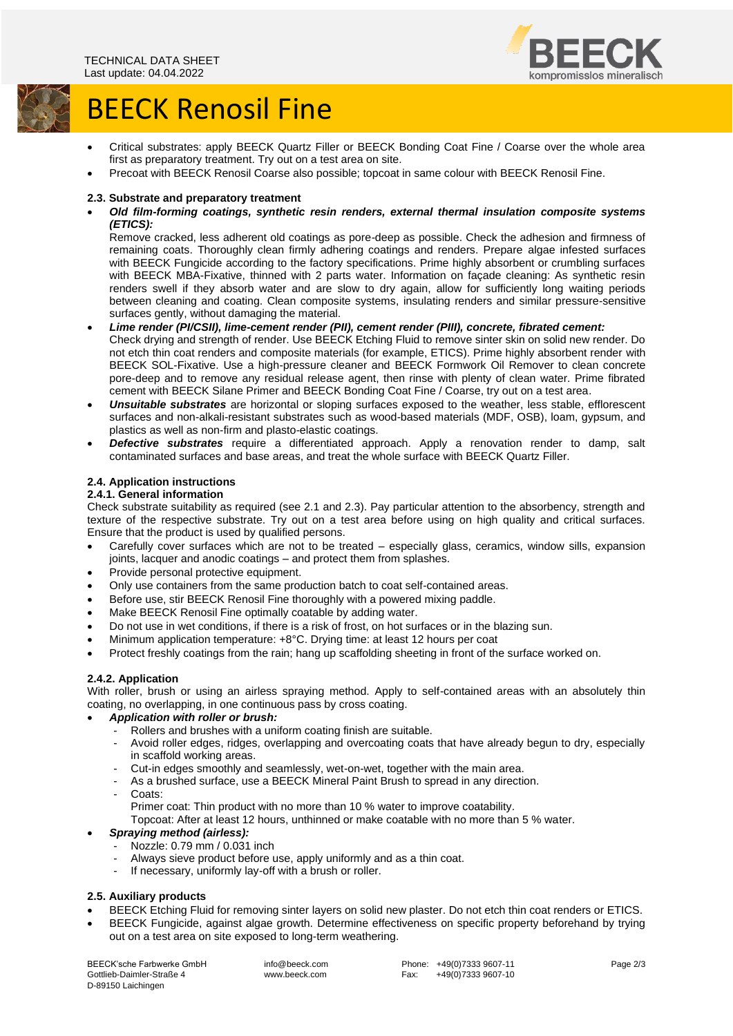- Critical substrates: apply BEECK Quartz Filler or BEECK Bonding Coat Fine / Coarse over the whole area first as preparatory treatment. Try out on a test area on site.
- Precoat with BEECK Renosil Coarse also possible; topcoat in same colour with BEECK Renosil Fine.

### 2.3. Substrate and preparatory treatment

- ***Old film-forming coatings, synthetic resin renders, external thermal insulation composite systems (ETICS):***
  Remove cracked, less adherent old coatings as pore-deep as possible. Check the adhesion and firmness of remaining coats. Thoroughly clean firmly adhering coatings and renders. Prepare algae infested surfaces with BEECK Fungicide according to the factory specifications. Prime highly absorbent or crumbling surfaces with BEECK MBA-Fixative, thinned with 2 parts water. Information on façade cleaning: As synthetic resin renders swell if they absorb water and are slow to dry again, allow for sufficiently long waiting periods between cleaning and coating. Clean composite systems, insulating renders and similar pressure-sensitive surfaces gently, without damaging the material.
- ***Lime render (PI/CSII), lime-cement render (PII), cement render (PIII), concrete, fibrated cement:***
  Check drying and strength of render. Use BEECK Etching Fluid to remove sinter skin on solid new render. Do not etch thin coat renders and composite materials (for example, ETICS). Prime highly absorbent render with BEECK SOL-Fixative. Use a high-pressure cleaner and BEECK Formwork Oil Remover to clean concrete pore-deep and to remove any residual release agent, then rinse with plenty of clean water. Prime fibrated cement with BEECK Silane Primer and BEECK Bonding Coat Fine / Coarse, try out on a test area.
- ***Unsuitable substrates*** are horizontal or sloping surfaces exposed to the weather, less stable, efflorescent surfaces and non-alkali-resistant substrates such as wood-based materials (MDF, OSB), loam, gypsum, and plastics as well as non-firm and plasto-elastic coatings.
- ***Defective substrates*** require a differentiated approach. Apply a renovation render to damp, salt contaminated surfaces and base areas, and treat the whole surface with BEECK Quartz Filler.

### 2.4. Application instructions

#### 2.4.1. General information

Check substrate suitability as required (see 2.1 and 2.3). Pay particular attention to the absorbency, strength and texture of the respective substrate. Try out on a test area before using on high quality and critical surfaces. Ensure that the product is used by qualified persons.

- Carefully cover surfaces which are not to be treated – especially glass, ceramics, window sills, expansion joints, lacquer and anodic coatings – and protect them from splashes.
- Provide personal protective equipment.
- Only use containers from the same production batch to coat self-contained areas.
- Before use, stir BEECK Renosil Fine thoroughly with a powered mixing paddle.
- Make BEECK Renosil Fine optimally coatable by adding water.
- Do not use in wet conditions, if there is a risk of frost, on hot surfaces or in the blazing sun.
- Minimum application temperature: +8°C. Drying time: at least 12 hours per coat
- Protect freshly coatings from the rain; hang up scaffolding sheeting in front of the surface worked on.

#### 2.4.2. Application

With roller, brush or using an airless spraying method. Apply to self-contained areas with an absolutely thin coating, no overlapping, in one continuous pass by cross coating.

- ***Application with roller or brush:***
  - Rollers and brushes with a uniform coating finish are suitable.
  - Avoid roller edges, ridges, overlapping and overcoating coats that have already begun to dry, especially in scaffold working areas.
  - Cut-in edges smoothly and seamlessly, wet-on-wet, together with the main area.
  - As a brushed surface, use a BEECK Mineral Paint Brush to spread in any direction.
  - Coats:
    Primer coat: Thin product with no more than 10 % water to improve coatability.
    Topcoat: After at least 12 hours, unthinned or make coatable with no more than 5 % water.
- ***Spraying method (airless):***
  - Nozzle: 0.79 mm / 0.031 inch
  - Always sieve product before use, apply uniformly and as a thin coat.
  - If necessary, uniformly lay-off with a brush or roller.

### 2.5. Auxiliary products

- BEECK Etching Fluid for removing sinter layers on solid new plaster. Do not etch thin coat renders or ETICS.
- BEECK Fungicide, against algae growth. Determine effectiveness on specific property beforehand by trying out on a test area on site exposed to long-term weathering.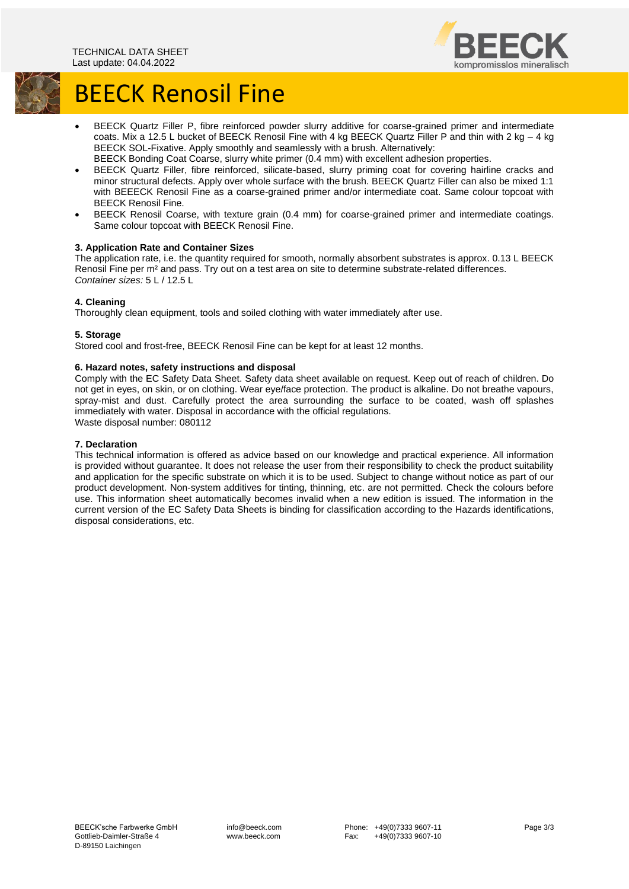# BEECK Renosil Fine

- BEECK Quartz Filler P, fibre reinforced powder slurry additive for coarse-grained primer and intermediate coats. Mix a 12.5 L bucket of BEECK Renosil Fine with 4 kg BEECK Quartz Filler P and thin with 2 kg – 4 kg BEECK SOL-Fixative. Apply smoothly and seamlessly with a brush. Alternatively:
  BEECK Bonding Coat Coarse, slurry white primer (0.4 mm) with excellent adhesion properties.
- BEECK Quartz Filler, fibre reinforced, silicate-based, slurry priming coat for covering hairline cracks and minor structural defects. Apply over whole surface with the brush. BEECK Quartz Filler can also be mixed 1:1 with BEEECK Renosil Fine as a coarse-grained primer and/or intermediate coat. Same colour topcoat with BEECK Renosil Fine.
- BEECK Renosil Coarse, with texture grain (0.4 mm) for coarse-grained primer and intermediate coatings. Same colour topcoat with BEECK Renosil Fine.

**3. Application Rate and Container Sizes**

The application rate, i.e. the quantity required for smooth, normally absorbent substrates is approx. 0.13 L BEECK Renosil Fine per m² and pass. Try out on a test area on site to determine substrate-related differences.
*Container sizes:* 5 L / 12.5 L

**4. Cleaning**

Thoroughly clean equipment, tools and soiled clothing with water immediately after use.

**5. Storage**

Stored cool and frost-free, BEECK Renosil Fine can be kept for at least 12 months.

**6. Hazard notes, safety instructions and disposal**

Comply with the EC Safety Data Sheet. Safety data sheet available on request. Keep out of reach of children. Do not get in eyes, on skin, or on clothing. Wear eye/face protection. The product is alkaline. Do not breathe vapours, spray-mist and dust. Carefully protect the area surrounding the surface to be coated, wash off splashes immediately with water. Disposal in accordance with the official regulations.
Waste disposal number: 080112

**7. Declaration**

This technical information is offered as advice based on our knowledge and practical experience. All information is provided without guarantee. It does not release the user from their responsibility to check the product suitability and application for the specific substrate on which it is to be used. Subject to change without notice as part of our product development. Non-system additives for tinting, thinning, etc. are not permitted. Check the colours before use. This information sheet automatically becomes invalid when a new edition is issued. The information in the current version of the EC Safety Data Sheets is binding for classification according to the Hazards identifications, disposal considerations, etc.